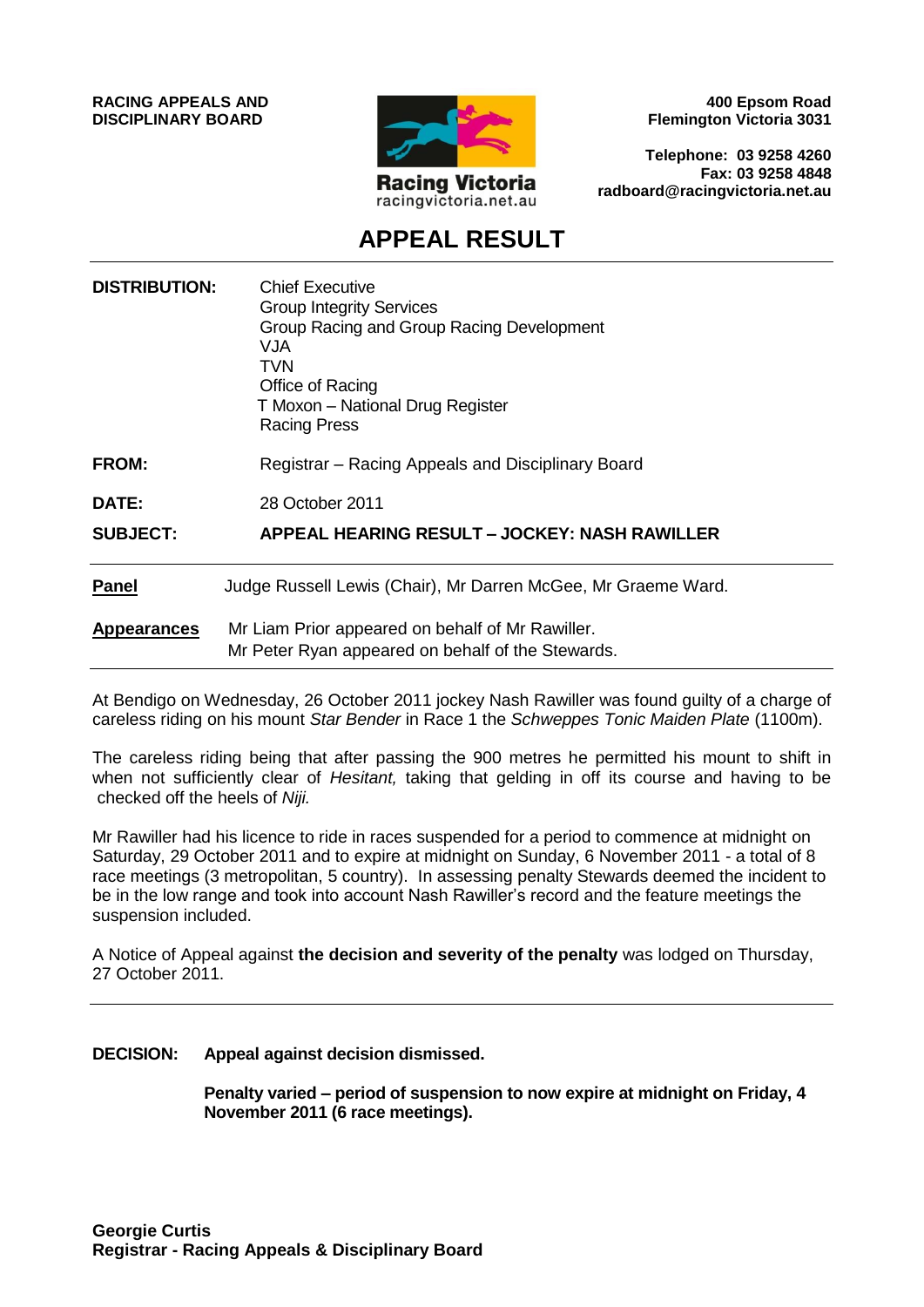**RACING APPEALS AND DISCIPLINARY BOARD**

Racing Victoria
racingvictoria.net.au

**400 Epsom Road**
**Flemington Victoria 3031**

**Telephone: 03 9258 4260**
**Fax: 03 9258 4848**
**radboard@racingvictoria.net.au**

# APPEAL RESULT

**DISTRIBUTION:** Chief Executive
Group Integrity Services
Group Racing and Group Racing Development
VJA
TVN
Office of Racing
T Moxon – National Drug Register
Racing Press

**FROM:** Registrar – Racing Appeals and Disciplinary Board

**DATE:** 28 October 2011

**SUBJECT:** **APPEAL HEARING RESULT – JOCKEY: NASH RAWILLER**

**Panel** Judge Russell Lewis (Chair), Mr Darren McGee, Mr Graeme Ward.

**Appearances** Mr Liam Prior appeared on behalf of Mr Rawiller.
Mr Peter Ryan appeared on behalf of the Stewards.

At Bendigo on Wednesday, 26 October 2011 jockey Nash Rawiller was found guilty of a charge of careless riding on his mount *Star Bender* in Race 1 the *Schweppes Tonic Maiden Plate* (1100m).

The careless riding being that after passing the 900 metres he permitted his mount to shift in when not sufficiently clear of *Hesitant,* taking that gelding in off its course and having to be checked off the heels of *Niji.*

Mr Rawiller had his licence to ride in races suspended for a period to commence at midnight on Saturday, 29 October 2011 and to expire at midnight on Sunday, 6 November 2011 - a total of 8 race meetings (3 metropolitan, 5 country). In assessing penalty Stewards deemed the incident to be in the low range and took into account Nash Rawiller's record and the feature meetings the suspension included.

A Notice of Appeal against **the decision and severity of the penalty** was lodged on Thursday, 27 October 2011.

**DECISION:** **Appeal against decision dismissed.**

**Penalty varied – period of suspension to now expire at midnight on Friday, 4 November 2011 (6 race meetings).**

**Georgie Curtis**
**Registrar - Racing Appeals & Disciplinary Board**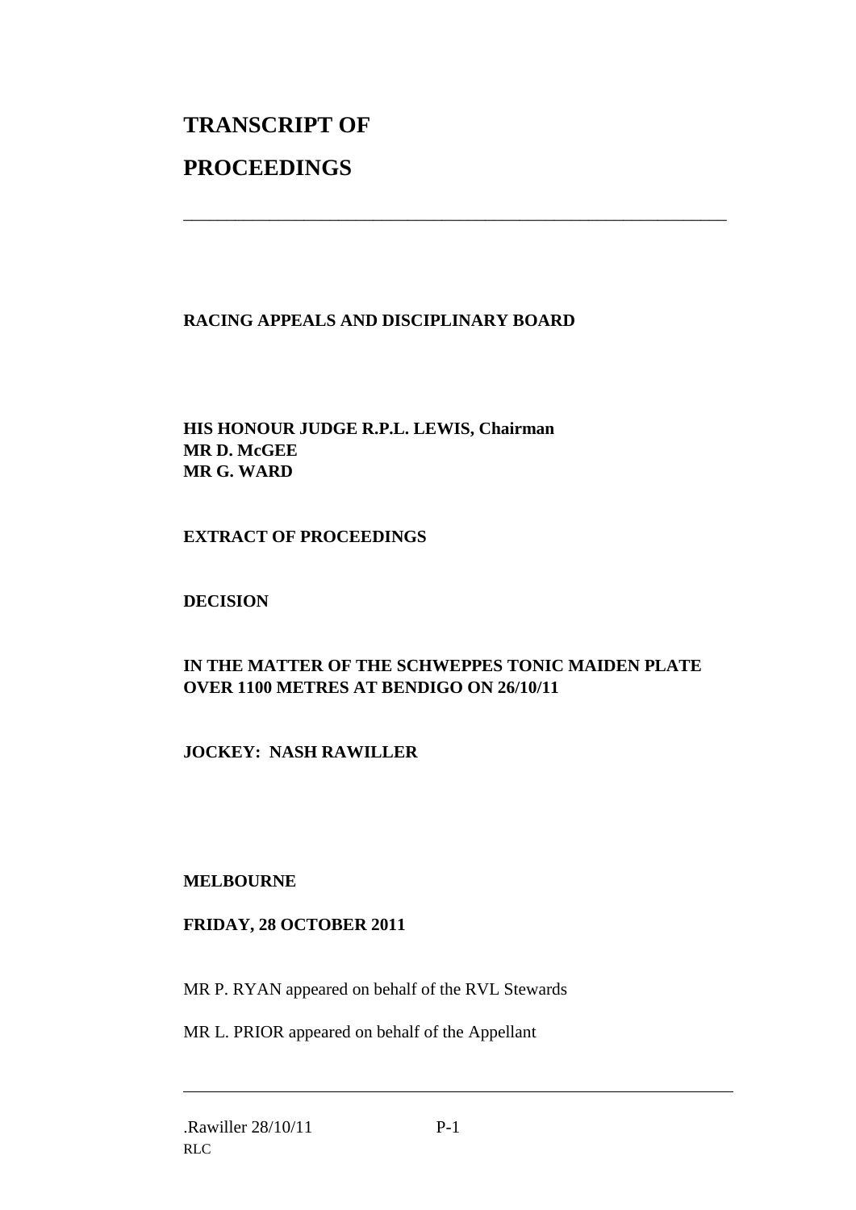# TRANSCRIPT OF

# PROCEEDINGS

---

**RACING APPEALS AND DISCIPLINARY BOARD**

**HIS HONOUR JUDGE R.P.L. LEWIS, Chairman**
**MR D. McGEE**
**MR G. WARD**

**EXTRACT OF PROCEEDINGS**

**DECISION**

**IN THE MATTER OF THE SCHWEPPES TONIC MAIDEN PLATE OVER 1100 METRES AT BENDIGO ON 26/10/11**

**JOCKEY: NASH RAWILLER**

**MELBOURNE**

**FRIDAY, 28 OCTOBER 2011**

MR P. RYAN appeared on behalf of the RVL Stewards

MR L. PRIOR appeared on behalf of the Appellant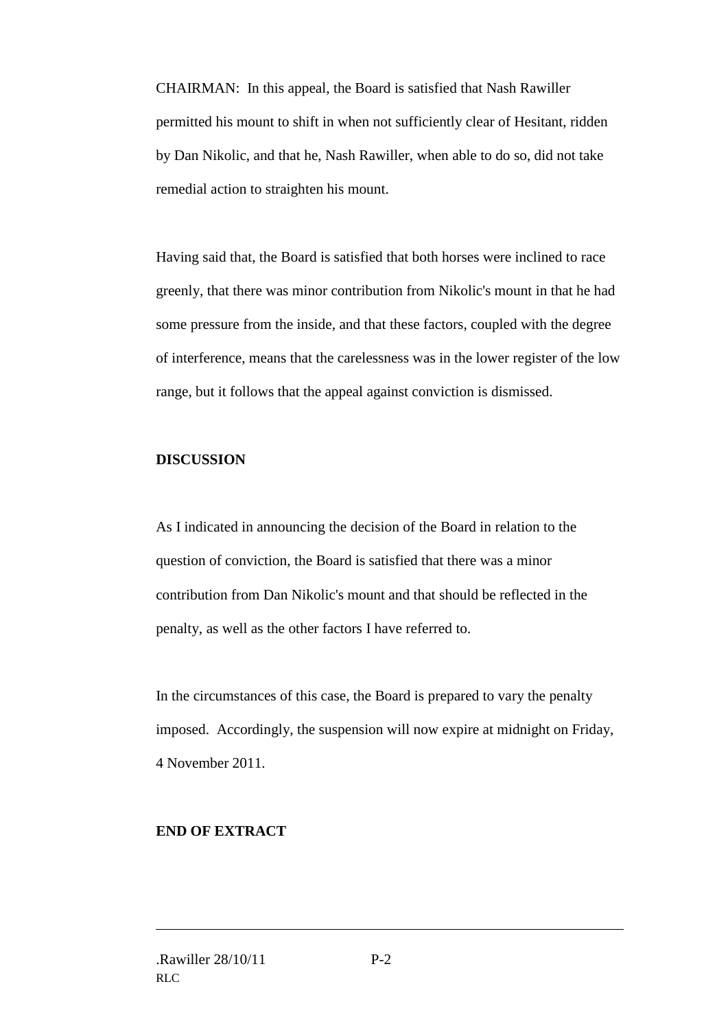CHAIRMAN: In this appeal, the Board is satisfied that Nash Rawiller permitted his mount to shift in when not sufficiently clear of Hesitant, ridden by Dan Nikolic, and that he, Nash Rawiller, when able to do so, did not take remedial action to straighten his mount.

Having said that, the Board is satisfied that both horses were inclined to race greenly, that there was minor contribution from Nikolic's mount in that he had some pressure from the inside, and that these factors, coupled with the degree of interference, means that the carelessness was in the lower register of the low range, but it follows that the appeal against conviction is dismissed.

**DISCUSSION**

As I indicated in announcing the decision of the Board in relation to the question of conviction, the Board is satisfied that there was a minor contribution from Dan Nikolic's mount and that should be reflected in the penalty, as well as the other factors I have referred to.

In the circumstances of this case, the Board is prepared to vary the penalty imposed. Accordingly, the suspension will now expire at midnight on Friday, 4 November 2011.

**END OF EXTRACT**